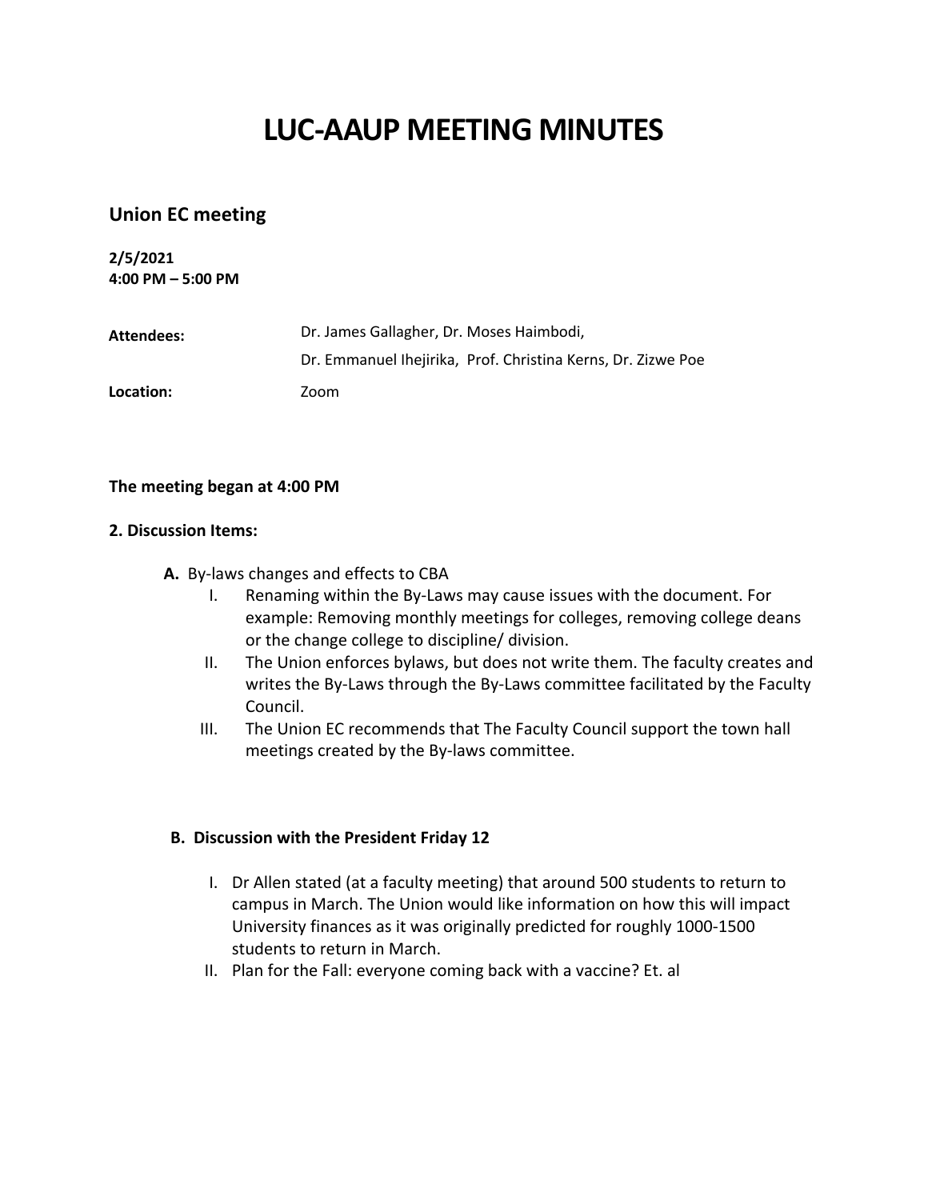# LUC-AAUP MEETING MINUTES

## Union EC meeting

**2/5/2021**
**4:00 PM – 5:00 PM**

| | |
|---|---|
| **Attendees:** | Dr. James Gallagher, Dr. Moses Haimbodi, Dr. Emmanuel Ihejirika, Prof. Christina Kerns, Dr. Zizwe Poe |
| **Location:** | Zoom |

**The meeting began at 4:00 PM**

**2. Discussion Items:**

**A.** By-laws changes and effects to CBA

I. Renaming within the By-Laws may cause issues with the document. For example: Removing monthly meetings for colleges, removing college deans or the change college to discipline/ division.

II. The Union enforces bylaws, but does not write them. The faculty creates and writes the By-Laws through the By-Laws committee facilitated by the Faculty Council.

III. The Union EC recommends that The Faculty Council support the town hall meetings created by the By-laws committee.

**B. Discussion with the President Friday 12**

I. Dr Allen stated (at a faculty meeting) that around 500 students to return to campus in March. The Union would like information on how this will impact University finances as it was originally predicted for roughly 1000-1500 students to return in March.

II. Plan for the Fall: everyone coming back with a vaccine? Et. al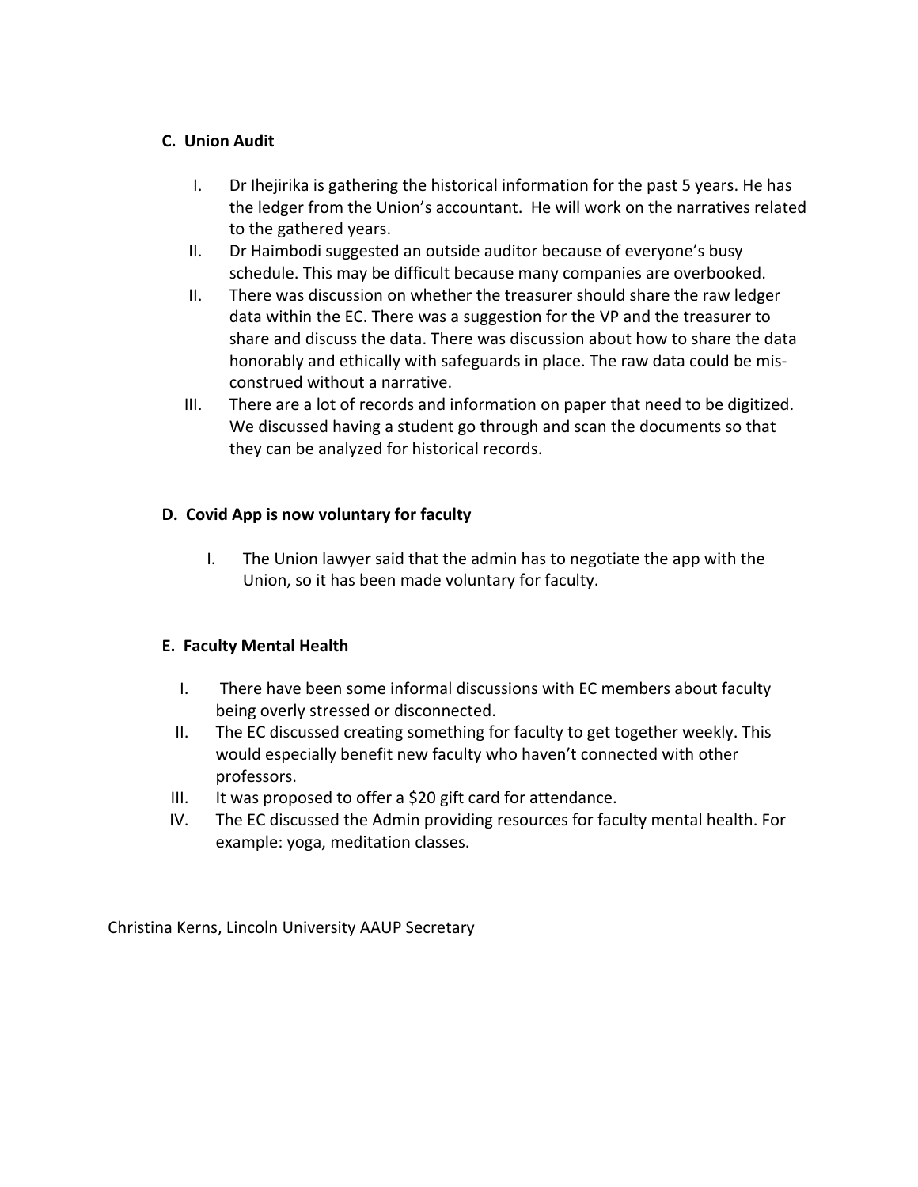**C. Union Audit**

I. Dr Ihejirika is gathering the historical information for the past 5 years. He has the ledger from the Union's accountant. He will work on the narratives related to the gathered years.

II. Dr Haimbodi suggested an outside auditor because of everyone's busy schedule. This may be difficult because many companies are overbooked.

II. There was discussion on whether the treasurer should share the raw ledger data within the EC. There was a suggestion for the VP and the treasurer to share and discuss the data. There was discussion about how to share the data honorably and ethically with safeguards in place. The raw data could be mis-construed without a narrative.

III. There are a lot of records and information on paper that need to be digitized. We discussed having a student go through and scan the documents so that they can be analyzed for historical records.

**D. Covid App is now voluntary for faculty**

I. The Union lawyer said that the admin has to negotiate the app with the Union, so it has been made voluntary for faculty.

**E. Faculty Mental Health**

I. There have been some informal discussions with EC members about faculty being overly stressed or disconnected.

II. The EC discussed creating something for faculty to get together weekly. This would especially benefit new faculty who haven't connected with other professors.

III. It was proposed to offer a $20 gift card for attendance.

IV. The EC discussed the Admin providing resources for faculty mental health. For example: yoga, meditation classes.

Christina Kerns, Lincoln University AAUP Secretary